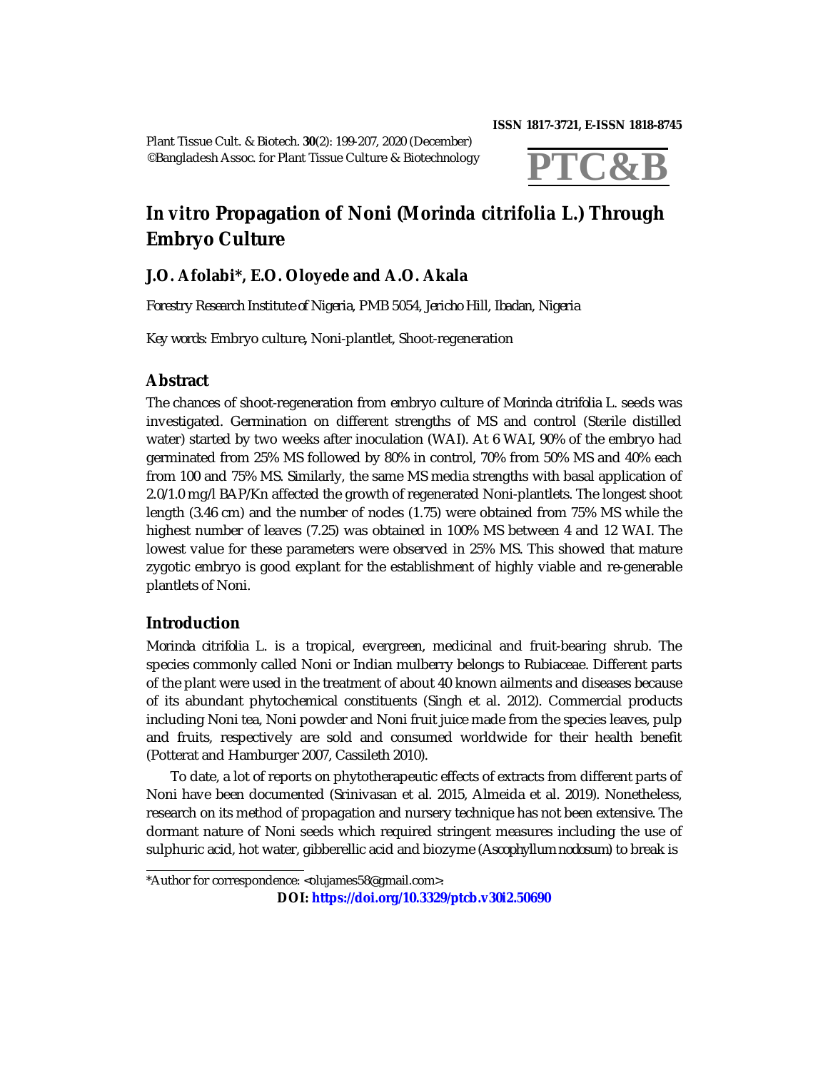# *In vitro* Propagation of Noni (*Morinda citrifolia* L.) Through Embryo Culture

## J.O. Afolabi*, E.O. Oloyede and A.O. Akala

*Forestry Research Institute of Nigeria, PMB 5054, Jericho Hill, Ibadan, Nigeria*

*Key words:* Embryo culture**,** Noni-plantlet, Shoot-regeneration

## Abstract

The chances of shoot-regeneration from embryo culture of *Morinda citrifolia* L. seeds was investigated. Germination on different strengths of MS and control (Sterile distilled water) started by two weeks after inoculation (WAI). At 6 WAI, 90% of the embryo had germinated from 25% MS followed by 80% in control, 70% from 50% MS and 40% each from 100 and 75% MS. Similarly, the same MS media strengths with basal application of 2.0/1.0 mg/l BAP/Kn affected the growth of regenerated Noni-plantlets. The longest shoot length (3.46 cm) and the number of nodes (1.75) were obtained from 75% MS while the highest number of leaves (7.25) was obtained in 100% MS between 4 and 12 WAI. The lowest value for these parameters were observed in 25% MS. This showed that mature zygotic embryo is good explant for the establishment of highly viable and re-generable plantlets of Noni.

## Introduction

*Morinda citrifolia* L. is a tropical, evergreen, medicinal and fruit-bearing shrub. The species commonly called Noni or Indian mulberry belongs to Rubiaceae. Different parts of the plant were used in the treatment of about 40 known ailments and diseases because of its abundant phytochemical constituents (Singh et al. 2012). Commercial products including Noni tea, Noni powder and Noni fruit juice made from the species leaves, pulp and fruits, respectively are sold and consumed worldwide for their health benefit (Potterat and Hamburger 2007, Cassileth 2010).

To date, a lot of reports on phytotherapeutic effects of extracts from different parts of Noni have been documented (Srinivasan et al. 2015, Almeida et al. 2019). Nonetheless, research on its method of propagation and nursery technique has not been extensive. The dormant nature of Noni seeds which required stringent measures including the use of sulphuric acid, hot water, gibberellic acid and biozyme (*Ascophyllum nodosum*) to break is

*Author for correspondence: <olujames58@gmail.com>.

**DOI: https://doi.org/10.3329/ptcb.v30i2.50690**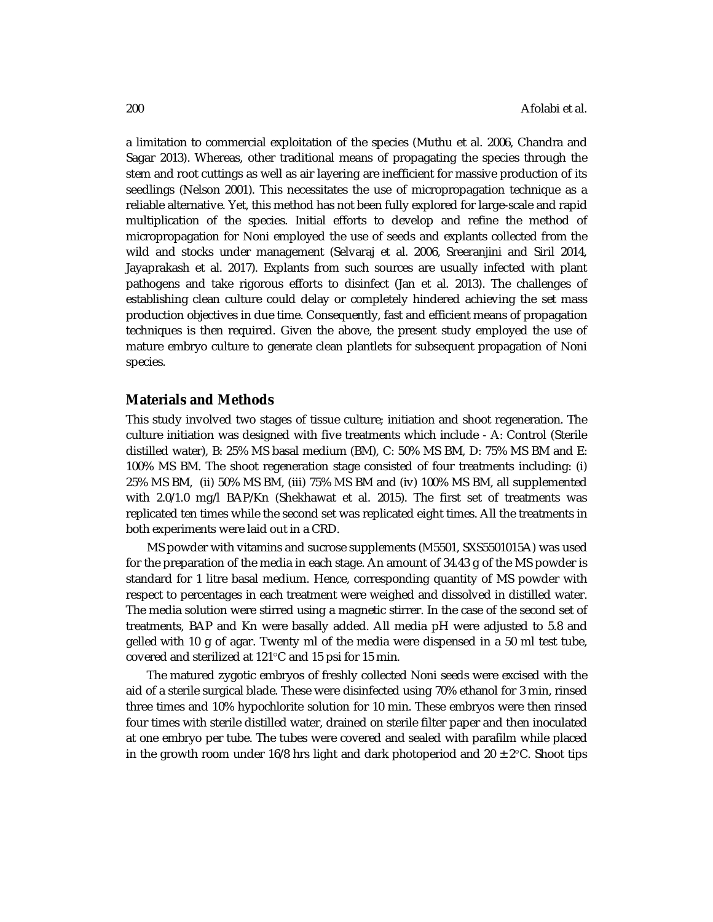a limitation to commercial exploitation of the species (Muthu et al. 2006, Chandra and Sagar 2013). Whereas, other traditional means of propagating the species through the stem and root cuttings as well as air layering are inefficient for massive production of its seedlings (Nelson 2001). This necessitates the use of micropropagation technique as a reliable alternative. Yet, this method has not been fully explored for large-scale and rapid multiplication of the species. Initial efforts to develop and refine the method of micropropagation for Noni employed the use of seeds and explants collected from the wild and stocks under management (Selvaraj et al. 2006, Sreeranjini and Siril 2014, Jayaprakash et al. 2017). Explants from such sources are usually infected with plant pathogens and take rigorous efforts to disinfect (Jan et al. 2013). The challenges of establishing clean culture could delay or completely hindered achieving the set mass production objectives in due time. Consequently, fast and efficient means of propagation techniques is then required. Given the above, the present study employed the use of mature embryo culture to generate clean plantlets for subsequent propagation of Noni species.

## Materials and Methods

This study involved two stages of tissue culture; initiation and shoot regeneration. The culture initiation was designed with five treatments which include - A: Control (Sterile distilled water), B: 25% MS basal medium (BM), C: 50% MS BM, D: 75% MS BM and E: 100% MS BM. The shoot regeneration stage consisted of four treatments including: (i) 25% MS BM, (ii) 50% MS BM, (iii) 75% MS BM and (iv) 100% MS BM, all supplemented with 2.0/1.0 mg/l BAP/Kn (Shekhawat et al. 2015). The first set of treatments was replicated ten times while the second set was replicated eight times. All the treatments in both experiments were laid out in a CRD.

MS powder with vitamins and sucrose supplements (M5501, SXS5501015A) was used for the preparation of the media in each stage. An amount of 34.43 g of the MS powder is standard for 1 litre basal medium. Hence, corresponding quantity of MS powder with respect to percentages in each treatment were weighed and dissolved in distilled water. The media solution were stirred using a magnetic stirrer. In the case of the second set of treatments, BAP and Kn were basally added. All media pH were adjusted to 5.8 and gelled with 10 g of agar. Twenty ml of the media were dispensed in a 50 ml test tube, covered and sterilized at 121°C and 15 psi for 15 min.

The matured zygotic embryos of freshly collected Noni seeds were excised with the aid of a sterile surgical blade. These were disinfected using 70% ethanol for 3 min, rinsed three times and 10% hypochlorite solution for 10 min. These embryos were then rinsed four times with sterile distilled water, drained on sterile filter paper and then inoculated at one embryo per tube. The tubes were covered and sealed with parafilm while placed in the growth room under 16/8 hrs light and dark photoperiod and $20 \pm 2$°C. Shoot tips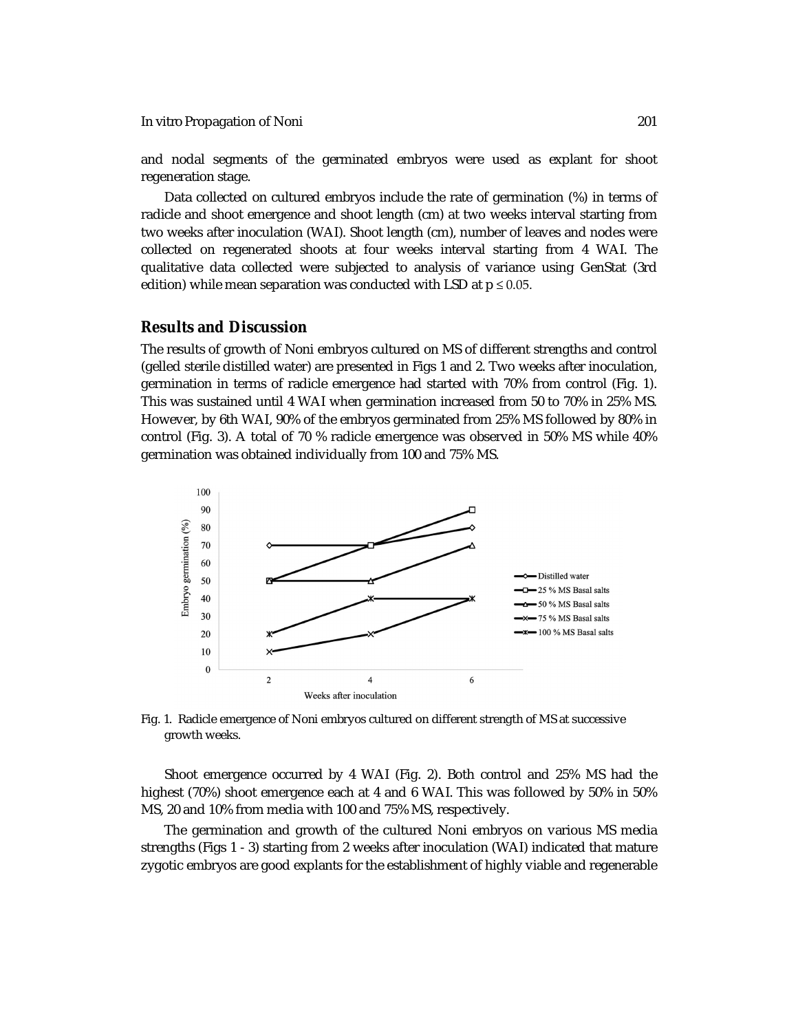and nodal segments of the germinated embryos were used as explant for shoot regeneration stage.

Data collected on cultured embryos include the rate of germination (%) in terms of radicle and shoot emergence and shoot length (cm) at two weeks interval starting from two weeks after inoculation (WAI). Shoot length (cm), number of leaves and nodes were collected on regenerated shoots at four weeks interval starting from 4 WAI. The qualitative data collected were subjected to analysis of variance using GenStat (3rd edition) while mean separation was conducted with LSD at $p \leq 0.05$.

## Results and Discussion

The results of growth of Noni embryos cultured on MS of different strengths and control (gelled sterile distilled water) are presented in Figs 1 and 2. Two weeks after inoculation, germination in terms of radicle emergence had started with 70% from control (Fig. 1). This was sustained until 4 WAI when germination increased from 50 to 70% in 25% MS. However, by 6th WAI, 90% of the embryos germinated from 25% MS followed by 80% in control (Fig. 3). A total of 70 % radicle emergence was observed in 50% MS while 40% germination was obtained individually from 100 and 75% MS.

Fig. 1. Radicle emergence of Noni embryos cultured on different strength of MS at successive growth weeks.

Shoot emergence occurred by 4 WAI (Fig. 2). Both control and 25% MS had the highest (70%) shoot emergence each at 4 and 6 WAI. This was followed by 50% in 50% MS, 20 and 10% from media with 100 and 75% MS, respectively.

The germination and growth of the cultured Noni embryos on various MS media strengths (Figs 1 - 3) starting from 2 weeks after inoculation (WAI) indicated that mature zygotic embryos are good explants for the establishment of highly viable and regenerable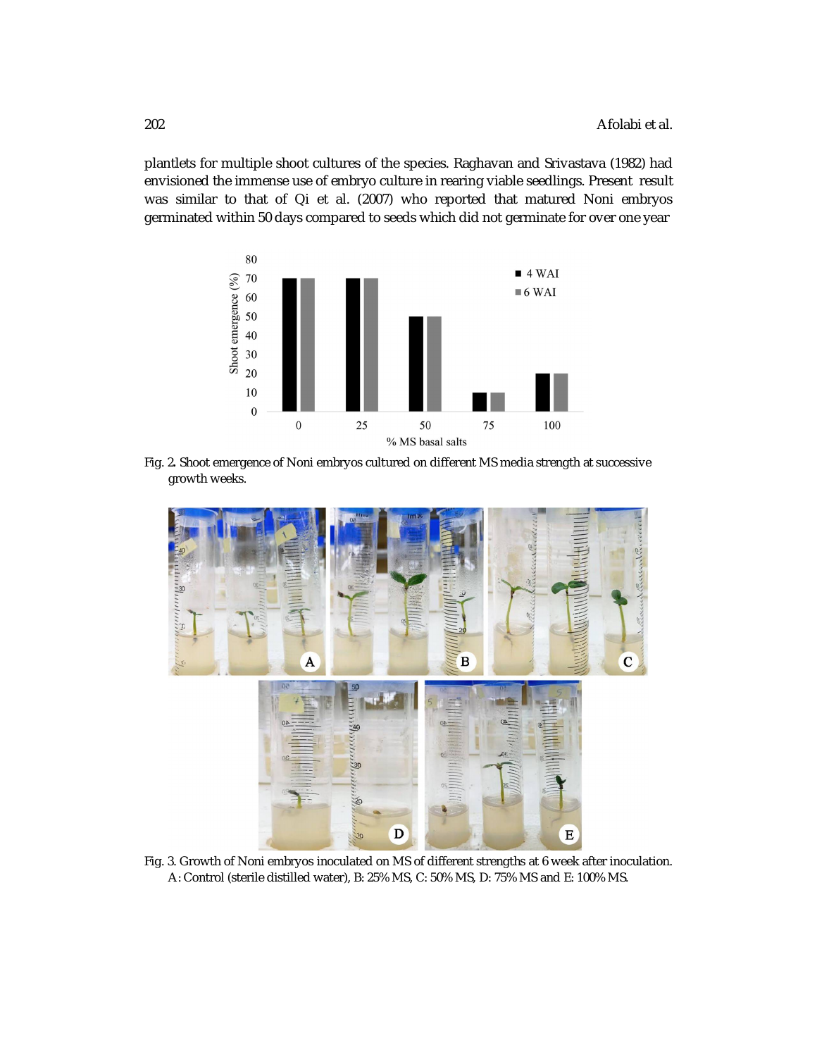plantlets for multiple shoot cultures of the species. Raghavan and Srivastava (1982) had envisioned the immense use of embryo culture in rearing viable seedlings. Present result was similar to that of Qi et al. (2007) who reported that matured Noni embryos germinated within 50 days compared to seeds which did not germinate for over one year

Fig. 2. Shoot emergence of Noni embryos cultured on different MS media strength at successive growth weeks.

Fig. 3. Growth of Noni embryos inoculated on MS of different strengths at 6 week after inoculation. A: Control (sterile distilled water), B: 25% MS, C: 50% MS, D: 75% MS and E: 100% MS.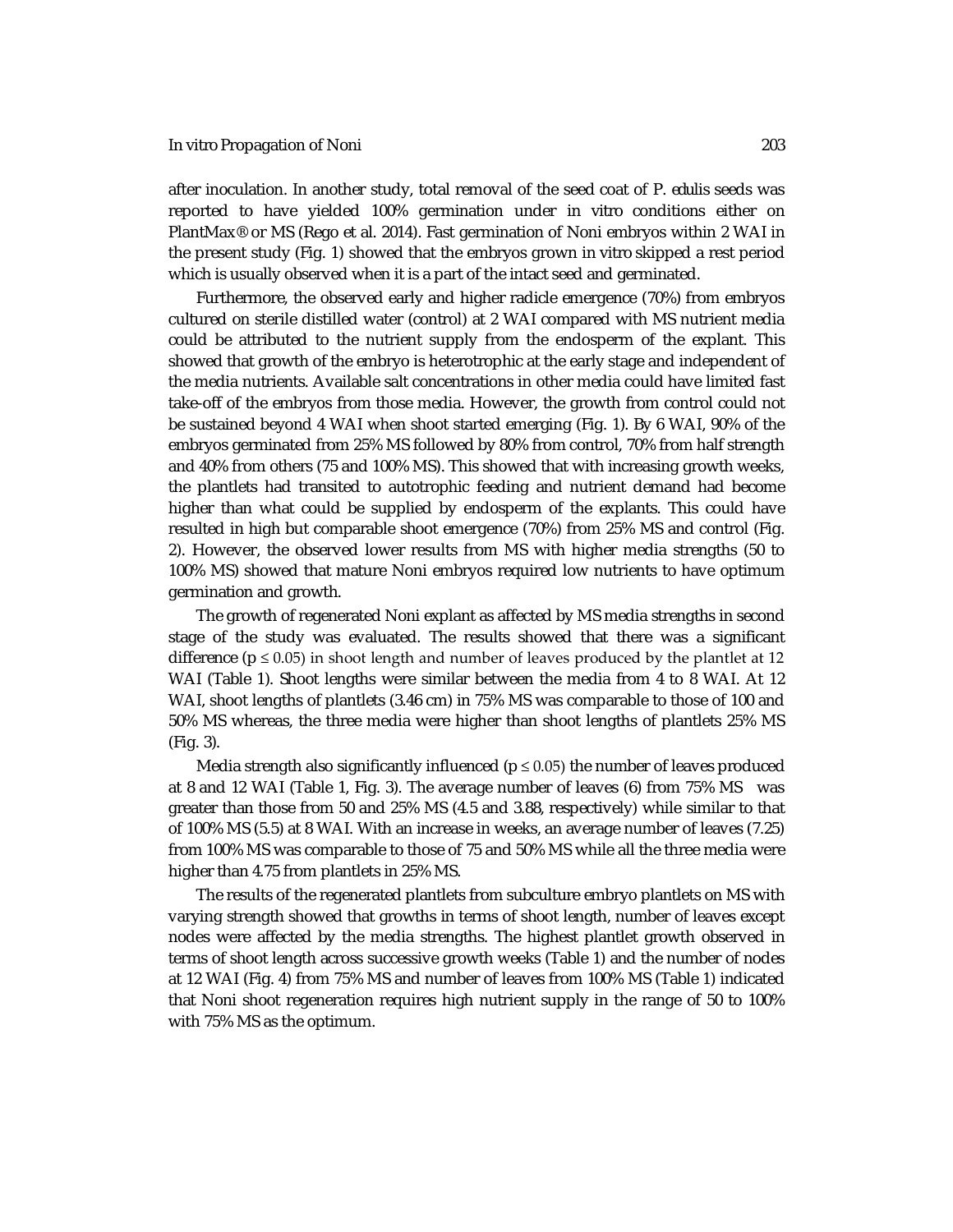after inoculation. In another study, total removal of the seed coat of *P. edulis* seeds was reported to have yielded 100% germination under in vitro conditions either on PlantMax® or MS (Rego et al. 2014). Fast germination of Noni embryos within 2 WAI in the present study (Fig. 1) showed that the embryos grown in vitro skipped a rest period which is usually observed when it is a part of the intact seed and germinated.

Furthermore, the observed early and higher radicle emergence (70%) from embryos cultured on sterile distilled water (control) at 2 WAI compared with MS nutrient media could be attributed to the nutrient supply from the endosperm of the explant. This showed that growth of the embryo is heterotrophic at the early stage and independent of the media nutrients. Available salt concentrations in other media could have limited fast take-off of the embryos from those media. However, the growth from control could not be sustained beyond 4 WAI when shoot started emerging (Fig. 1). By 6 WAI, 90% of the embryos germinated from 25% MS followed by 80% from control, 70% from half strength and 40% from others (75 and 100% MS). This showed that with increasing growth weeks, the plantlets had transited to autotrophic feeding and nutrient demand had become higher than what could be supplied by endosperm of the explants. This could have resulted in high but comparable shoot emergence (70%) from 25% MS and control (Fig. 2). However, the observed lower results from MS with higher media strengths (50 to 100% MS) showed that mature Noni embryos required low nutrients to have optimum germination and growth.

The growth of regenerated Noni explant as affected by MS media strengths in second stage of the study was evaluated. The results showed that there was a significant difference ($p \leq 0.05$) in shoot length and number of leaves produced by the plantlet at 12 WAI (Table 1). Shoot lengths were similar between the media from 4 to 8 WAI. At 12 WAI, shoot lengths of plantlets (3.46 cm) in 75% MS was comparable to those of 100 and 50% MS whereas, the three media were higher than shoot lengths of plantlets 25% MS (Fig. 3).

Media strength also significantly influenced ($p \leq 0.05$) the number of leaves produced at 8 and 12 WAI (Table 1, Fig. 3). The average number of leaves (6) from 75% MS was greater than those from 50 and 25% MS (4.5 and 3.88, respectively) while similar to that of 100% MS (5.5) at 8 WAI. With an increase in weeks, an average number of leaves (7.25) from 100% MS was comparable to those of 75 and 50% MS while all the three media were higher than 4.75 from plantlets in 25% MS.

The results of the regenerated plantlets from subculture embryo plantlets on MS with varying strength showed that growths in terms of shoot length, number of leaves except nodes were affected by the media strengths. The highest plantlet growth observed in terms of shoot length across successive growth weeks (Table 1) and the number of nodes at 12 WAI (Fig. 4) from 75% MS and number of leaves from 100% MS (Table 1) indicated that Noni shoot regeneration requires high nutrient supply in the range of 50 to 100% with 75% MS as the optimum.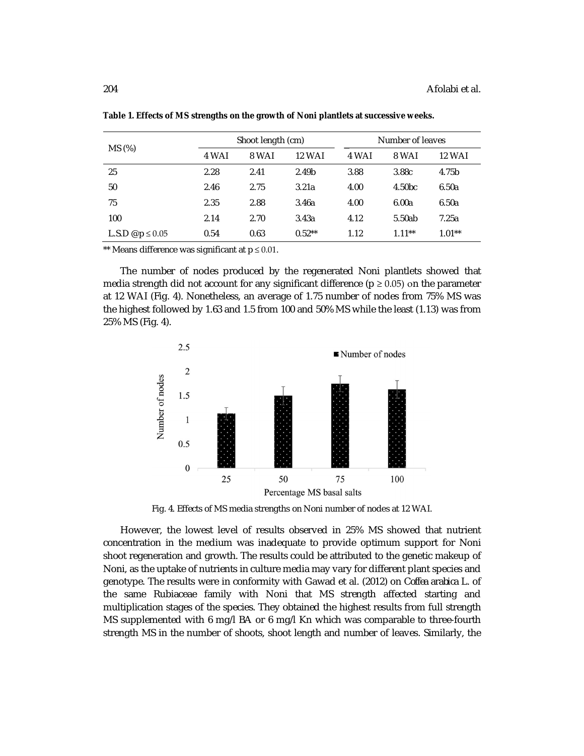**Table 1. Effects of MS strengths on the growth of Noni plantlets at successive weeks.**

| MS (%) | Shoot length (cm) | | | Number of leaves | | |
|---|---|---|---|---|---|---|
| | 4 WAI | 8 WAI | 12 WAI | 4 WAI | 8 WAI | 12 WAI |
| 25 | 2.28 | 2.41 | 2.49b | 3.88 | 3.88c | 4.75b |
| 50 | 2.46 | 2.75 | 3.21a | 4.00 | 4.50bc | 6.50a |
| 75 | 2.35 | 2.88 | 3.46a | 4.00 | 6.00a | 6.50a |
| 100 | 2.14 | 2.70 | 3.43a | 4.12 | 5.50ab | 7.25a |
| L.S.D @ $p \leq 0.05$ | 0.54 | 0.63 | 0.52** | 1.12 | 1.11** | 1.01** |

** Means difference was significant at $p \leq 0.01$.

The number of nodes produced by the regenerated Noni plantlets showed that media strength did not account for any significant difference ($p \geq 0.05$) on the parameter at 12 WAI (Fig. 4). Nonetheless, an average of 1.75 number of nodes from 75% MS was the highest followed by 1.63 and 1.5 from 100 and 50% MS while the least (1.13) was from 25% MS (Fig. 4).

Fig. 4. Effects of MS media strengths on Noni number of nodes at 12 WAI.

However, the lowest level of results observed in 25% MS showed that nutrient concentration in the medium was inadequate to provide optimum support for Noni shoot regeneration and growth. The results could be attributed to the genetic makeup of Noni, as the uptake of nutrients in culture media may vary for different plant species and genotype. The results were in conformity with Gawad et al. (2012) on *Coffea arabica* L. of the same Rubiaceae family with Noni that MS strength affected starting and multiplication stages of the species. They obtained the highest results from full strength MS supplemented with 6 mg/l BA or 6 mg/l Kn which was comparable to three-fourth strength MS in the number of shoots, shoot length and number of leaves. Similarly, the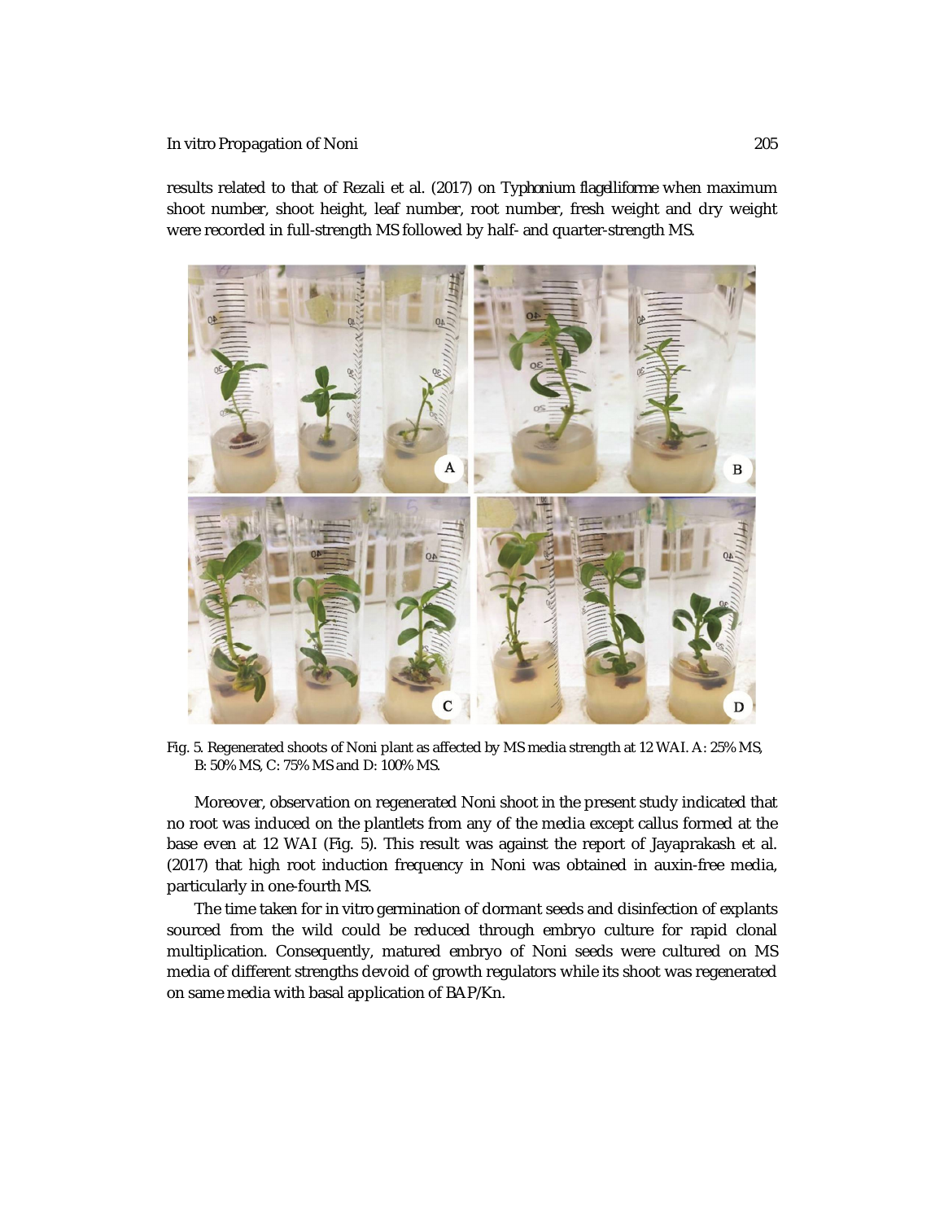results related to that of Rezali et al. (2017) on *Typhonium flagelliforme* when maximum shoot number, shoot height, leaf number, root number, fresh weight and dry weight were recorded in full-strength MS followed by half- and quarter-strength MS.

Fig. 5. Regenerated shoots of Noni plant as affected by MS media strength at 12 WAI. A: 25% MS, B: 50% MS, C: 75% MS and D: 100% MS.

Moreover, observation on regenerated Noni shoot in the present study indicated that no root was induced on the plantlets from any of the media except callus formed at the base even at 12 WAI (Fig. 5). This result was against the report of Jayaprakash et al. (2017) that high root induction frequency in Noni was obtained in auxin-free media, particularly in one-fourth MS.

The time taken for in vitro germination of dormant seeds and disinfection of explants sourced from the wild could be reduced through embryo culture for rapid clonal multiplication. Consequently, matured embryo of Noni seeds were cultured on MS media of different strengths devoid of growth regulators while its shoot was regenerated on same media with basal application of BAP/Kn.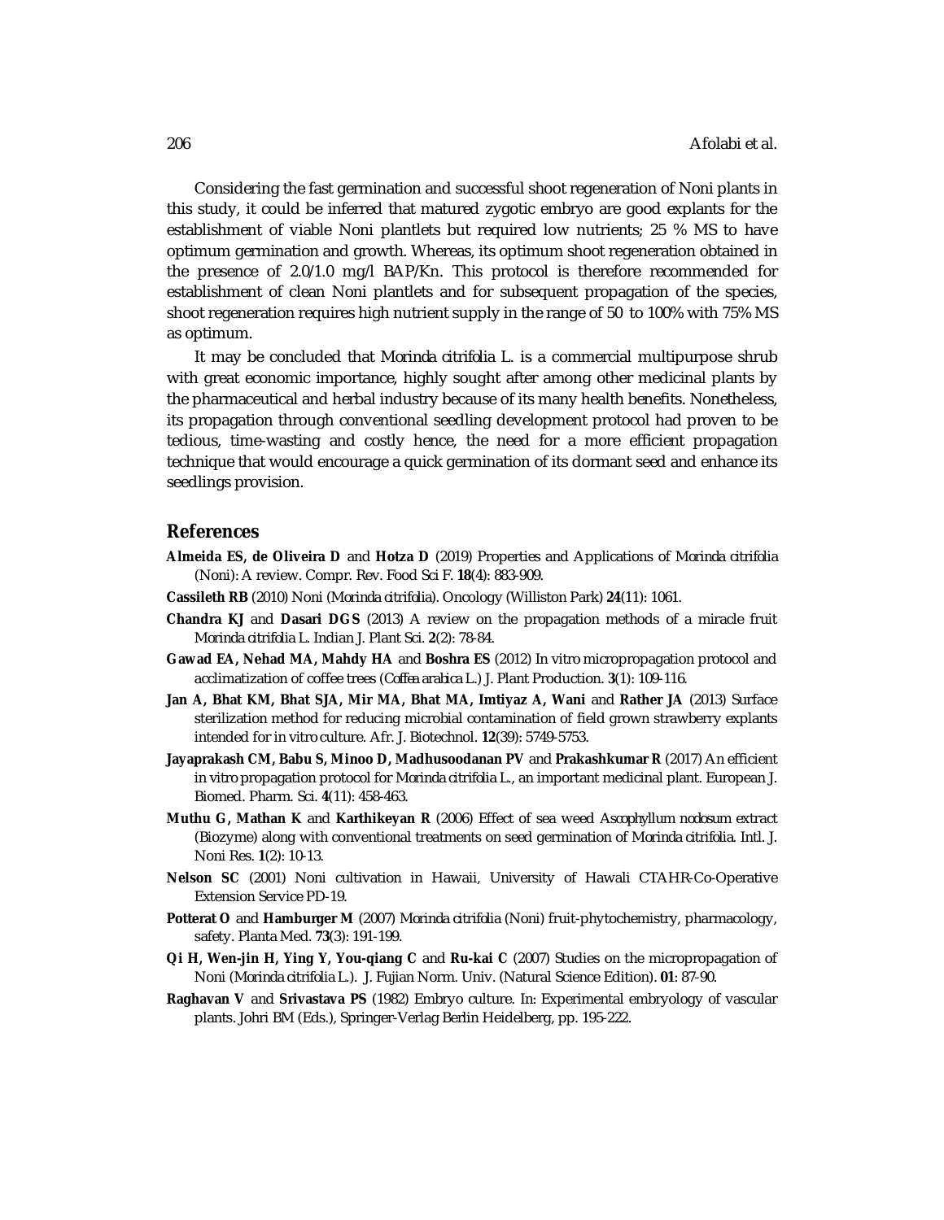Considering the fast germination and successful shoot regeneration of Noni plants in this study, it could be inferred that matured zygotic embryo are good explants for the establishment of viable Noni plantlets but required low nutrients; 25 % MS to have optimum germination and growth. Whereas, its optimum shoot regeneration obtained in the presence of 2.0/1.0 mg/l BAP/Kn. This protocol is therefore recommended for establishment of clean Noni plantlets and for subsequent propagation of the species, shoot regeneration requires high nutrient supply in the range of 50 to 100% with 75% MS as optimum.

It may be concluded that *Morinda citrifolia* L. is a commercial multipurpose shrub with great economic importance, highly sought after among other medicinal plants by the pharmaceutical and herbal industry because of its many health benefits. Nonetheless, its propagation through conventional seedling development protocol had proven to be tedious, time-wasting and costly hence, the need for a more efficient propagation technique that would encourage a quick germination of its dormant seed and enhance its seedlings provision.

## References

**Almeida ES, de Oliveira D** and **Hotza D** (2019) Properties and Applications of *Morinda citrifolia* (Noni): A review. Compr. Rev. Food Sci F. **18**(4): 883-909.

**Cassileth RB** (2010) Noni (*Morinda citrifolia*). Oncology (Williston Park) **24**(11): 1061.

**Chandra KJ** and **Dasari DGS** (2013) A review on the propagation methods of a miracle fruit *Morinda citrifolia* L. Indian J. Plant Sci. **2**(2): 78-84.

**Gawad EA, Nehad MA, Mahdy HA** and **Boshra ES** (2012) In vitro micropropagation protocol and acclimatization of coffee trees (*Coffea arabica* L.) J. Plant Production. **3**(1): 109-116.

**Jan A, Bhat KM, Bhat SJA, Mir MA, Bhat MA, Imtiyaz A, Wani** and **Rather JA** (2013) Surface sterilization method for reducing microbial contamination of field grown strawberry explants intended for in vitro culture. Afr. J. Biotechnol. **12**(39): 5749-5753.

**Jayaprakash CM, Babu S, Minoo D, Madhusoodanan PV** and **Prakashkumar R** (2017) An efficient in vitro propagation protocol for *Morinda citrifolia* L., an important medicinal plant. European J. Biomed. Pharm. Sci. **4**(11): 458-463.

**Muthu G, Mathan K** and **Karthikeyan R** (2006) Effect of sea weed *Ascophyllum nodosum* extract (Biozyme) along with conventional treatments on seed germination of *Morinda citrifolia*. Intl. J. Noni Res. **1**(2): 10-13.

**Nelson SC** (2001) Noni cultivation in Hawaii, University of Hawali CTAHR-Co-Operative Extension Service PD-19.

**Potterat O** and **Hamburger M** (2007) *Morinda citrifolia* (Noni) fruit-phytochemistry, pharmacology, safety. Planta Med. **73**(3): 191-199.

**Qi H, Wen-jin H, Ying Y, You-qiang C** and **Ru-kai C** (2007) Studies on the micropropagation of Noni (*Morinda citrifolia* L.). J. Fujian Norm. Univ. (Natural Science Edition). **01**: 87-90.

**Raghavan V** and **Srivastava PS** (1982) Embryo culture. In: Experimental embryology of vascular plants. Johri BM (Eds.), Springer-Verlag Berlin Heidelberg, pp. 195-222.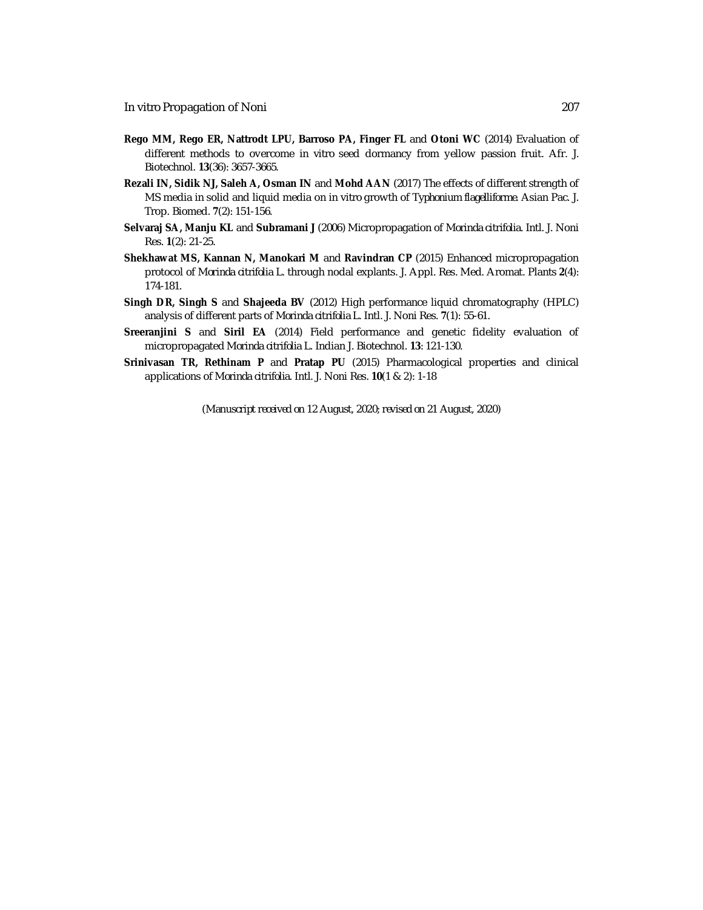**Rego MM, Rego ER, Nattrodt LPU, Barroso PA, Finger FL** and **Otoni WC** (2014) Evaluation of different methods to overcome in vitro seed dormancy from yellow passion fruit. Afr. J. Biotechnol. **13**(36): 3657-3665.

**Rezali IN, Sidik NJ, Saleh A, Osman IN** and **Mohd AAN** (2017) The effects of different strength of MS media in solid and liquid media on in vitro growth of *Typhonium flagelliforme*. Asian Pac. J. Trop. Biomed. **7**(2): 151-156.

**Selvaraj SA, Manju KL** and **Subramani J** (2006) Micropropagation of *Morinda citrifolia*. Intl. J. Noni Res. **1**(2): 21-25.

**Shekhawat MS, Kannan N, Manokari M** and **Ravindran CP** (2015) Enhanced micropropagation protocol of *Morinda citrifolia* L. through nodal explants. J. Appl. Res. Med. Aromat. Plants **2**(4): 174-181.

**Singh DR, Singh S** and **Shajeeda BV** (2012) High performance liquid chromatography (HPLC) analysis of different parts of *Morinda citrifolia* L. Intl. J. Noni Res. **7**(1): 55-61.

**Sreeranjini S** and **Siril EA** (2014) Field performance and genetic fidelity evaluation of micropropagated *Morinda citrifolia* L. Indian J. Biotechnol. **13**: 121-130.

**Srinivasan TR, Rethinam P** and **Pratap PU** (2015) Pharmacological properties and clinical applications of *Morinda citrifolia*. Intl. J. Noni Res. **10**(1 & 2): 1-18

*(Manuscript received on 12 August, 2020; revised on 21 August, 2020)*